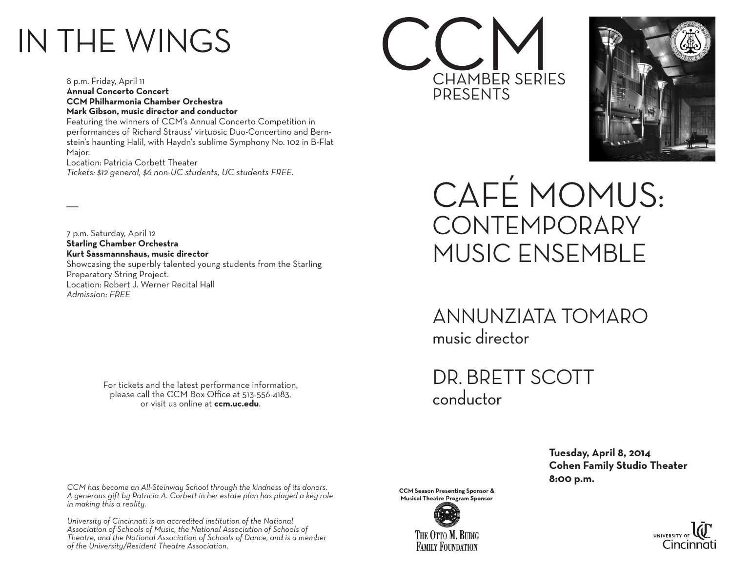# IN THE WINGS

8 p.m. Friday, April 11
**Annual Concerto Concert**
**CCM Philharmonia Chamber Orchestra**
**Mark Gibson, music director and conductor**
Featuring the winners of CCM's Annual Concerto Competition in performances of Richard Strauss' virtuosic Duo-Concertino and Bernstein's haunting Halil, with Haydn's sublime Symphony No. 102 in B-Flat Major.
Location: Patricia Corbett Theater
*Tickets: $12 general, $6 non-UC students, UC students FREE.*

—

7 p.m. Saturday, April 12
**Starling Chamber Orchestra**
**Kurt Sassmannshaus, music director**
Showcasing the superbly talented young students from the Starling Preparatory String Project.
Location: Robert J. Werner Recital Hall
*Admission: FREE*

For tickets and the latest performance information, please call the CCM Box Office at 513-556-4183, or visit us online at **ccm.uc.edu**.

*CCM has become an All-Steinway School through the kindness of its donors. A generous gift by Patricia A. Corbett in her estate plan has played a key role in making this a reality.*

*University of Cincinnati is an accredited institution of the National Association of Schools of Music, the National Association of Schools of Theatre, and the National Association of Schools of Dance, and is a member of the University/Resident Theatre Association.*

# CCM
## CHAMBER SERIES PRESENTS

# CAFÉ MOMUS: CONTEMPORARY MUSIC ENSEMBLE

## ANNUNZIATA TOMARO
music director

## DR. BRETT SCOTT
conductor

**Tuesday, April 8, 2014**
**Cohen Family Studio Theater**
**8:00 p.m.**

**CCM Season Presenting Sponsor & Musical Theatre Program Sponsor**

THE OTTO M. BUDIG FAMILY FOUNDATION

UNIVERSITY OF Cincinnati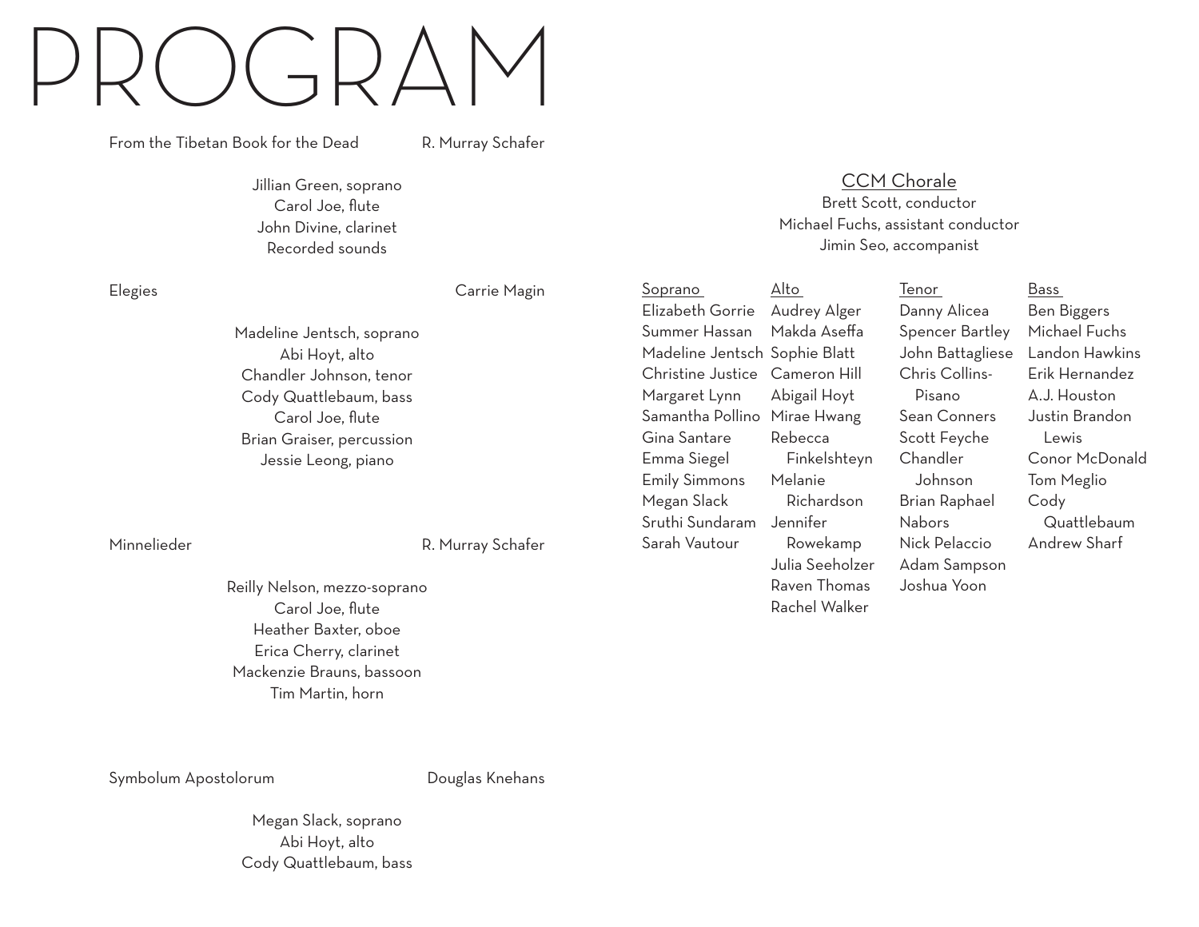# PROGRAM

From the Tibetan Book for the Dead — R. Murray Schafer

Jillian Green, soprano
Carol Joe, flute
John Divine, clarinet
Recorded sounds

Elegies — Carrie Magin

Madeline Jentsch, soprano
Abi Hoyt, alto
Chandler Johnson, tenor
Cody Quattlebaum, bass
Carol Joe, flute
Brian Graiser, percussion
Jessie Leong, piano

Minnelieder — R. Murray Schafer

Reilly Nelson, mezzo-soprano
Carol Joe, flute
Heather Baxter, oboe
Erica Cherry, clarinet
Mackenzie Brauns, bassoon
Tim Martin, horn

Symbolum Apostolorum — Douglas Knehans

Megan Slack, soprano
Abi Hoyt, alto
Cody Quattlebaum, bass

## CCM Chorale

Brett Scott, conductor
Michael Fuchs, assistant conductor
Jimin Seo, accompanist

| Soprano | Alto | Tenor | Bass |
| --- | --- | --- | --- |
| Elizabeth Gorrie | Audrey Alger | Danny Alicea | Ben Biggers |
| Summer Hassan | Makda Aseffa | Spencer Bartley | Michael Fuchs |
| Madeline Jentsch | Sophie Blatt | John Battagliese | Landon Hawkins |
| Christine Justice | Cameron Hill | Chris Collins-Pisano | Erik Hernandez |
| Margaret Lynn | Abigail Hoyt | Sean Conners | A.J. Houston |
| Samantha Pollino | Mirae Hwang | Scott Feyche | Justin Brandon Lewis |
| Gina Santare | Rebecca Finkelshteyn | Chandler Johnson | Conor McDonald |
| Emma Siegel | Melanie Richardson | Brian Raphael Nabors | Tom Meglio |
| Emily Simmons | Jennifer Rowekamp | Nick Pelaccio | Cody Quattlebaum |
| Megan Slack | Julia Seeholzer | Adam Sampson | Andrew Sharf |
| Sruthi Sundaram | Raven Thomas | Joshua Yoon | |
| Sarah Vautour | Rachel Walker | | |